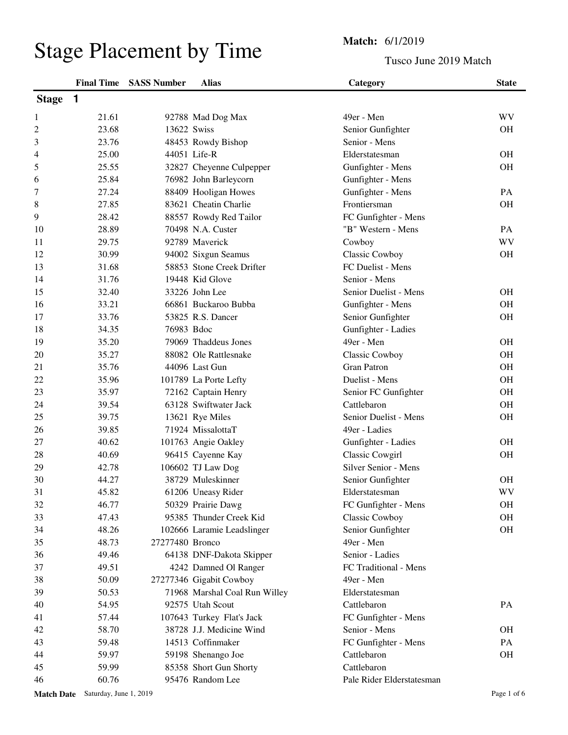# Stage Placement by Time

**Match:** 6/1/2019

Tusco June 2019 Match

## Stage 1

| | Final Time | SASS Number | Alias | Category | State |
|---|---|---|---|---|---|
| 1 | 21.61 | 92788 | Mad Dog Max | 49er - Men | WV |
| 2 | 23.68 | 13622 | Swiss | Senior Gunfighter | OH |
| 3 | 23.76 | 48453 | Rowdy Bishop | Senior - Mens | |
| 4 | 25.00 | 44051 | Life-R | Elderstatesman | OH |
| 5 | 25.55 | 32827 | Cheyenne Culpepper | Gunfighter - Mens | OH |
| 6 | 25.84 | 76982 | John Barleycorn | Gunfighter - Mens | |
| 7 | 27.24 | 88409 | Hooligan Howes | Gunfighter - Mens | PA |
| 8 | 27.85 | 83621 | Cheatin Charlie | Frontiersman | OH |
| 9 | 28.42 | 88557 | Rowdy Red Tailor | FC Gunfighter - Mens | |
| 10 | 28.89 | 70498 | N.A. Custer | "B" Western - Mens | PA |
| 11 | 29.75 | 92789 | Maverick | Cowboy | WV |
| 12 | 30.99 | 94002 | Sixgun Seamus | Classic Cowboy | OH |
| 13 | 31.68 | 58853 | Stone Creek Drifter | FC Duelist - Mens | |
| 14 | 31.76 | 19448 | Kid Glove | Senior - Mens | |
| 15 | 32.40 | 33226 | John Lee | Senior Duelist - Mens | OH |
| 16 | 33.21 | 66861 | Buckaroo Bubba | Gunfighter - Mens | OH |
| 17 | 33.76 | 53825 | R.S. Dancer | Senior Gunfighter | OH |
| 18 | 34.35 | 76983 | Bdoc | Gunfighter - Ladies | |
| 19 | 35.20 | 79069 | Thaddeus Jones | 49er - Men | OH |
| 20 | 35.27 | 88082 | Ole Rattlesnake | Classic Cowboy | OH |
| 21 | 35.76 | 44096 | Last Gun | Gran Patron | OH |
| 22 | 35.96 | 101789 | La Porte Lefty | Duelist - Mens | OH |
| 23 | 35.97 | 72162 | Captain Henry | Senior FC Gunfighter | OH |
| 24 | 39.54 | 63128 | Swiftwater Jack | Cattlebaron | OH |
| 25 | 39.75 | 13621 | Rye Miles | Senior Duelist - Mens | OH |
| 26 | 39.85 | 71924 | MissalottaT | 49er - Ladies | |
| 27 | 40.62 | 101763 | Angie Oakley | Gunfighter - Ladies | OH |
| 28 | 40.69 | 96415 | Cayenne Kay | Classic Cowgirl | OH |
| 29 | 42.78 | 106602 | TJ Law Dog | Silver Senior - Mens | |
| 30 | 44.27 | 38729 | Muleskinner | Senior Gunfighter | OH |
| 31 | 45.82 | 61206 | Uneasy Rider | Elderstatesman | WV |
| 32 | 46.77 | 50329 | Prairie Dawg | FC Gunfighter - Mens | OH |
| 33 | 47.43 | 95385 | Thunder Creek Kid | Classic Cowboy | OH |
| 34 | 48.26 | 102666 | Laramie Leadslinger | Senior Gunfighter | OH |
| 35 | 48.73 | 27277480 | Bronco | 49er - Men | |
| 36 | 49.46 | 64138 | DNF-Dakota Skipper | Senior - Ladies | |
| 37 | 49.51 | 4242 | Damned Ol Ranger | FC Traditional - Mens | |
| 38 | 50.09 | 27277346 | Gigabit Cowboy | 49er - Men | |
| 39 | 50.53 | 71968 | Marshal Coal Run Willey | Elderstatesman | |
| 40 | 54.95 | 92575 | Utah Scout | Cattlebaron | PA |
| 41 | 57.44 | 107643 | Turkey Flat's Jack | FC Gunfighter - Mens | |
| 42 | 58.70 | 38728 | J.J. Medicine Wind | Senior - Mens | OH |
| 43 | 59.48 | 14513 | Coffinmaker | FC Gunfighter - Mens | PA |
| 44 | 59.97 | 59198 | Shenango Joe | Cattlebaron | OH |
| 45 | 59.99 | 85358 | Short Gun Shorty | Cattlebaron | |
| 46 | 60.76 | 95476 | Random Lee | Pale Rider Elderstatesman | |

**Match Date** Saturday, June 1, 2019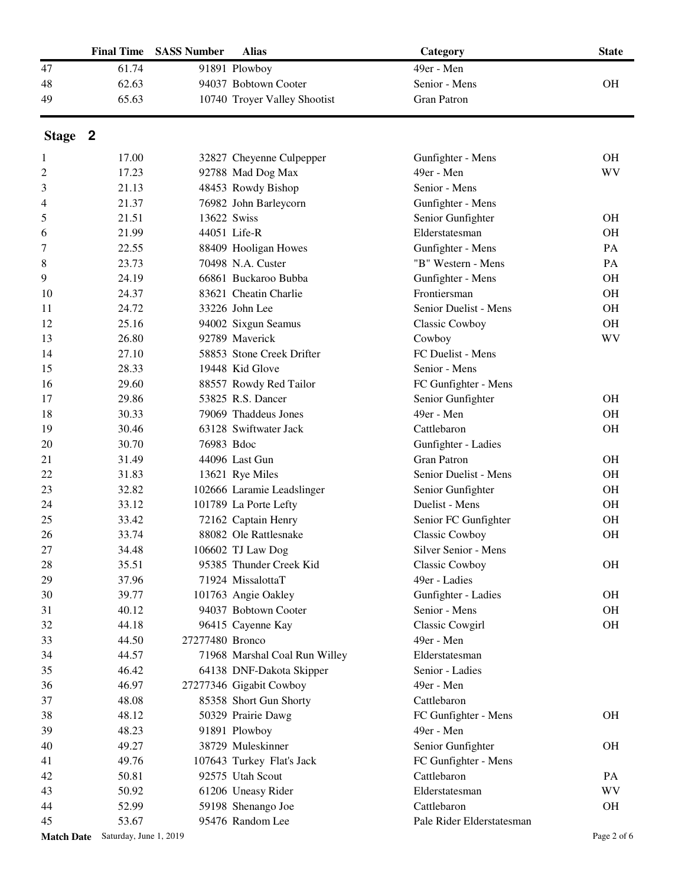| | Final Time | SASS Number | Alias | Category | State |
|---|---|---|---|---|---|
| 47 | 61.74 | 91891 | Plowboy | 49er - Men | |
| 48 | 62.63 | 94037 | Bobtown Cooter | Senior - Mens | OH |
| 49 | 65.63 | 10740 | Troyer Valley Shootist | Gran Patron | |

## Stage 2

| | Final Time | SASS Number | Alias | Category | State |
|---|---|---|---|---|---|
| 1 | 17.00 | 32827 | Cheyenne Culpepper | Gunfighter - Mens | OH |
| 2 | 17.23 | 92788 | Mad Dog Max | 49er - Men | WV |
| 3 | 21.13 | 48453 | Rowdy Bishop | Senior - Mens | |
| 4 | 21.37 | 76982 | John Barleycorn | Gunfighter - Mens | |
| 5 | 21.51 | 13622 | Swiss | Senior Gunfighter | OH |
| 6 | 21.99 | 44051 | Life-R | Elderstatesman | OH |
| 7 | 22.55 | 88409 | Hooligan Howes | Gunfighter - Mens | PA |
| 8 | 23.73 | 70498 | N.A. Custer | "B" Western - Mens | PA |
| 9 | 24.19 | 66861 | Buckaroo Bubba | Gunfighter - Mens | OH |
| 10 | 24.37 | 83621 | Cheatin Charlie | Frontiersman | OH |
| 11 | 24.72 | 33226 | John Lee | Senior Duelist - Mens | OH |
| 12 | 25.16 | 94002 | Sixgun Seamus | Classic Cowboy | OH |
| 13 | 26.80 | 92789 | Maverick | Cowboy | WV |
| 14 | 27.10 | 58853 | Stone Creek Drifter | FC Duelist - Mens | |
| 15 | 28.33 | 19448 | Kid Glove | Senior - Mens | |
| 16 | 29.60 | 88557 | Rowdy Red Tailor | FC Gunfighter - Mens | |
| 17 | 29.86 | 53825 | R.S. Dancer | Senior Gunfighter | OH |
| 18 | 30.33 | 79069 | Thaddeus Jones | 49er - Men | OH |
| 19 | 30.46 | 63128 | Swiftwater Jack | Cattlebaron | OH |
| 20 | 30.70 | 76983 | Bdoc | Gunfighter - Ladies | |
| 21 | 31.49 | 44096 | Last Gun | Gran Patron | OH |
| 22 | 31.83 | 13621 | Rye Miles | Senior Duelist - Mens | OH |
| 23 | 32.82 | 102666 | Laramie Leadslinger | Senior Gunfighter | OH |
| 24 | 33.12 | 101789 | La Porte Lefty | Duelist - Mens | OH |
| 25 | 33.42 | 72162 | Captain Henry | Senior FC Gunfighter | OH |
| 26 | 33.74 | 88082 | Ole Rattlesnake | Classic Cowboy | OH |
| 27 | 34.48 | 106602 | TJ Law Dog | Silver Senior - Mens | |
| 28 | 35.51 | 95385 | Thunder Creek Kid | Classic Cowboy | OH |
| 29 | 37.96 | 71924 | MissalottaT | 49er - Ladies | |
| 30 | 39.77 | 101763 | Angie Oakley | Gunfighter - Ladies | OH |
| 31 | 40.12 | 94037 | Bobtown Cooter | Senior - Mens | OH |
| 32 | 44.18 | 96415 | Cayenne Kay | Classic Cowgirl | OH |
| 33 | 44.50 | 27277480 | Bronco | 49er - Men | |
| 34 | 44.57 | 71968 | Marshal Coal Run Willey | Elderstatesman | |
| 35 | 46.42 | 64138 | DNF-Dakota Skipper | Senior - Ladies | |
| 36 | 46.97 | 27277346 | Gigabit Cowboy | 49er - Men | |
| 37 | 48.08 | 85358 | Short Gun Shorty | Cattlebaron | |
| 38 | 48.12 | 50329 | Prairie Dawg | FC Gunfighter - Mens | OH |
| 39 | 48.23 | 91891 | Plowboy | 49er - Men | |
| 40 | 49.27 | 38729 | Muleskinner | Senior Gunfighter | OH |
| 41 | 49.76 | 107643 | Turkey Flat's Jack | FC Gunfighter - Mens | |
| 42 | 50.81 | 92575 | Utah Scout | Cattlebaron | PA |
| 43 | 50.92 | 61206 | Uneasy Rider | Elderstatesman | WV |
| 44 | 52.99 | 59198 | Shenango Joe | Cattlebaron | OH |
| 45 | 53.67 | 95476 | Random Lee | Pale Rider Elderstatesman | |

**Match Date** Saturday, June 1, 2019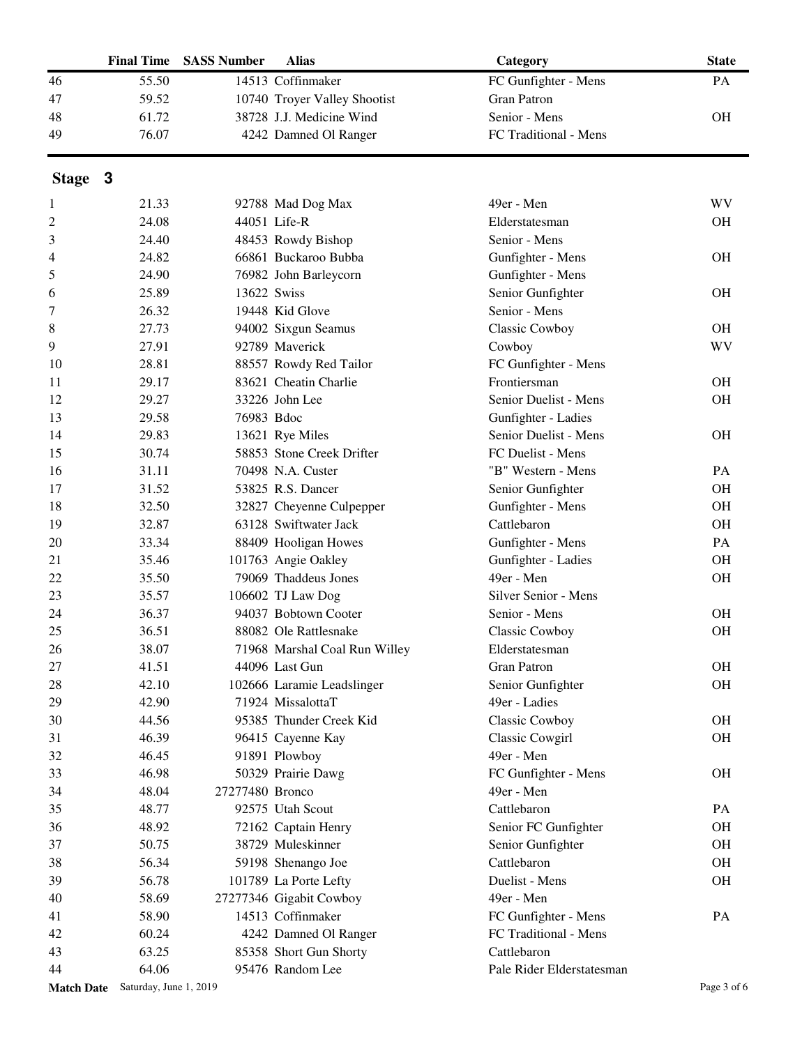|  | Final Time | SASS Number | Alias | Category | State |
|---|---|---|---|---|---|
| 46 | 55.50 | 14513 | Coffinmaker | FC Gunfighter - Mens | PA |
| 47 | 59.52 | 10740 | Troyer Valley Shootist | Gran Patron |  |
| 48 | 61.72 | 38728 | J.J. Medicine Wind | Senior - Mens | OH |
| 49 | 76.07 | 4242 | Damned Ol Ranger | FC Traditional - Mens |  |

## Stage 3

|  | Final Time | SASS Number | Alias | Category | State |
|---|---|---|---|---|---|
| 1 | 21.33 | 92788 | Mad Dog Max | 49er - Men | WV |
| 2 | 24.08 | 44051 | Life-R | Elderstatesman | OH |
| 3 | 24.40 | 48453 | Rowdy Bishop | Senior - Mens |  |
| 4 | 24.82 | 66861 | Buckaroo Bubba | Gunfighter - Mens | OH |
| 5 | 24.90 | 76982 | John Barleycorn | Gunfighter - Mens |  |
| 6 | 25.89 | 13622 | Swiss | Senior Gunfighter | OH |
| 7 | 26.32 | 19448 | Kid Glove | Senior - Mens |  |
| 8 | 27.73 | 94002 | Sixgun Seamus | Classic Cowboy | OH |
| 9 | 27.91 | 92789 | Maverick | Cowboy | WV |
| 10 | 28.81 | 88557 | Rowdy Red Tailor | FC Gunfighter - Mens |  |
| 11 | 29.17 | 83621 | Cheatin Charlie | Frontiersman | OH |
| 12 | 29.27 | 33226 | John Lee | Senior Duelist - Mens | OH |
| 13 | 29.58 | 76983 | Bdoc | Gunfighter - Ladies |  |
| 14 | 29.83 | 13621 | Rye Miles | Senior Duelist - Mens | OH |
| 15 | 30.74 | 58853 | Stone Creek Drifter | FC Duelist - Mens |  |
| 16 | 31.11 | 70498 | N.A. Custer | "B" Western - Mens | PA |
| 17 | 31.52 | 53825 | R.S. Dancer | Senior Gunfighter | OH |
| 18 | 32.50 | 32827 | Cheyenne Culpepper | Gunfighter - Mens | OH |
| 19 | 32.87 | 63128 | Swiftwater Jack | Cattlebaron | OH |
| 20 | 33.34 | 88409 | Hooligan Howes | Gunfighter - Mens | PA |
| 21 | 35.46 | 101763 | Angie Oakley | Gunfighter - Ladies | OH |
| 22 | 35.50 | 79069 | Thaddeus Jones | 49er - Men | OH |
| 23 | 35.57 | 106602 | TJ Law Dog | Silver Senior - Mens |  |
| 24 | 36.37 | 94037 | Bobtown Cooter | Senior - Mens | OH |
| 25 | 36.51 | 88082 | Ole Rattlesnake | Classic Cowboy | OH |
| 26 | 38.07 | 71968 | Marshal Coal Run Willey | Elderstatesman |  |
| 27 | 41.51 | 44096 | Last Gun | Gran Patron | OH |
| 28 | 42.10 | 102666 | Laramie Leadslinger | Senior Gunfighter | OH |
| 29 | 42.90 | 71924 | MissalottaT | 49er - Ladies |  |
| 30 | 44.56 | 95385 | Thunder Creek Kid | Classic Cowboy | OH |
| 31 | 46.39 | 96415 | Cayenne Kay | Classic Cowgirl | OH |
| 32 | 46.45 | 91891 | Plowboy | 49er - Men |  |
| 33 | 46.98 | 50329 | Prairie Dawg | FC Gunfighter - Mens | OH |
| 34 | 48.04 | 27277480 | Bronco | 49er - Men |  |
| 35 | 48.77 | 92575 | Utah Scout | Cattlebaron | PA |
| 36 | 48.92 | 72162 | Captain Henry | Senior FC Gunfighter | OH |
| 37 | 50.75 | 38729 | Muleskinner | Senior Gunfighter | OH |
| 38 | 56.34 | 59198 | Shenango Joe | Cattlebaron | OH |
| 39 | 56.78 | 101789 | La Porte Lefty | Duelist - Mens | OH |
| 40 | 58.69 | 27277346 | Gigabit Cowboy | 49er - Men |  |
| 41 | 58.90 | 14513 | Coffinmaker | FC Gunfighter - Mens | PA |
| 42 | 60.24 | 4242 | Damned Ol Ranger | FC Traditional - Mens |  |
| 43 | 63.25 | 85358 | Short Gun Shorty | Cattlebaron |  |
| 44 | 64.06 | 95476 | Random Lee | Pale Rider Elderstatesman |  |

**Match Date** Saturday, June 1, 2019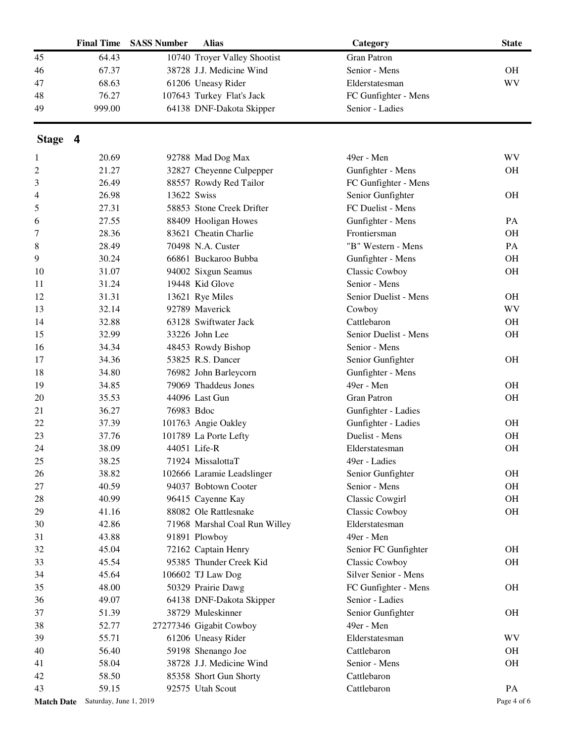| | Final Time | SASS Number | Alias | Category | State |
|---|---|---|---|---|---|
| 45 | 64.43 | 10740 | Troyer Valley Shootist | Gran Patron | |
| 46 | 67.37 | 38728 | J.J. Medicine Wind | Senior - Mens | OH |
| 47 | 68.63 | 61206 | Uneasy Rider | Elderstatesman | WV |
| 48 | 76.27 | 107643 | Turkey Flat's Jack | FC Gunfighter - Mens | |
| 49 | 999.00 | 64138 | DNF-Dakota Skipper | Senior - Ladies | |

## Stage 4

| | Final Time | SASS Number | Alias | Category | State |
|---|---|---|---|---|---|
| 1 | 20.69 | 92788 | Mad Dog Max | 49er - Men | WV |
| 2 | 21.27 | 32827 | Cheyenne Culpepper | Gunfighter - Mens | OH |
| 3 | 26.49 | 88557 | Rowdy Red Tailor | FC Gunfighter - Mens | |
| 4 | 26.98 | 13622 | Swiss | Senior Gunfighter | OH |
| 5 | 27.31 | 58853 | Stone Creek Drifter | FC Duelist - Mens | |
| 6 | 27.55 | 88409 | Hooligan Howes | Gunfighter - Mens | PA |
| 7 | 28.36 | 83621 | Cheatin Charlie | Frontiersman | OH |
| 8 | 28.49 | 70498 | N.A. Custer | "B" Western - Mens | PA |
| 9 | 30.24 | 66861 | Buckaroo Bubba | Gunfighter - Mens | OH |
| 10 | 31.07 | 94002 | Sixgun Seamus | Classic Cowboy | OH |
| 11 | 31.24 | 19448 | Kid Glove | Senior - Mens | |
| 12 | 31.31 | 13621 | Rye Miles | Senior Duelist - Mens | OH |
| 13 | 32.14 | 92789 | Maverick | Cowboy | WV |
| 14 | 32.88 | 63128 | Swiftwater Jack | Cattlebaron | OH |
| 15 | 32.99 | 33226 | John Lee | Senior Duelist - Mens | OH |
| 16 | 34.34 | 48453 | Rowdy Bishop | Senior - Mens | |
| 17 | 34.36 | 53825 | R.S. Dancer | Senior Gunfighter | OH |
| 18 | 34.80 | 76982 | John Barleycorn | Gunfighter - Mens | |
| 19 | 34.85 | 79069 | Thaddeus Jones | 49er - Men | OH |
| 20 | 35.53 | 44096 | Last Gun | Gran Patron | OH |
| 21 | 36.27 | 76983 | Bdoc | Gunfighter - Ladies | |
| 22 | 37.39 | 101763 | Angie Oakley | Gunfighter - Ladies | OH |
| 23 | 37.76 | 101789 | La Porte Lefty | Duelist - Mens | OH |
| 24 | 38.09 | 44051 | Life-R | Elderstatesman | OH |
| 25 | 38.25 | 71924 | MissalottaT | 49er - Ladies | |
| 26 | 38.82 | 102666 | Laramie Leadslinger | Senior Gunfighter | OH |
| 27 | 40.59 | 94037 | Bobtown Cooter | Senior - Mens | OH |
| 28 | 40.99 | 96415 | Cayenne Kay | Classic Cowgirl | OH |
| 29 | 41.16 | 88082 | Ole Rattlesnake | Classic Cowboy | OH |
| 30 | 42.86 | 71968 | Marshal Coal Run Willey | Elderstatesman | |
| 31 | 43.88 | 91891 | Plowboy | 49er - Men | |
| 32 | 45.04 | 72162 | Captain Henry | Senior FC Gunfighter | OH |
| 33 | 45.54 | 95385 | Thunder Creek Kid | Classic Cowboy | OH |
| 34 | 45.64 | 106602 | TJ Law Dog | Silver Senior - Mens | |
| 35 | 48.00 | 50329 | Prairie Dawg | FC Gunfighter - Mens | OH |
| 36 | 49.07 | 64138 | DNF-Dakota Skipper | Senior - Ladies | |
| 37 | 51.39 | 38729 | Muleskinner | Senior Gunfighter | OH |
| 38 | 52.77 | 27277346 | Gigabit Cowboy | 49er - Men | |
| 39 | 55.71 | 61206 | Uneasy Rider | Elderstatesman | WV |
| 40 | 56.40 | 59198 | Shenango Joe | Cattlebaron | OH |
| 41 | 58.04 | 38728 | J.J. Medicine Wind | Senior - Mens | OH |
| 42 | 58.50 | 85358 | Short Gun Shorty | Cattlebaron | |
| 43 | 59.15 | 92575 | Utah Scout | Cattlebaron | PA |

**Match Date** Saturday, June 1, 2019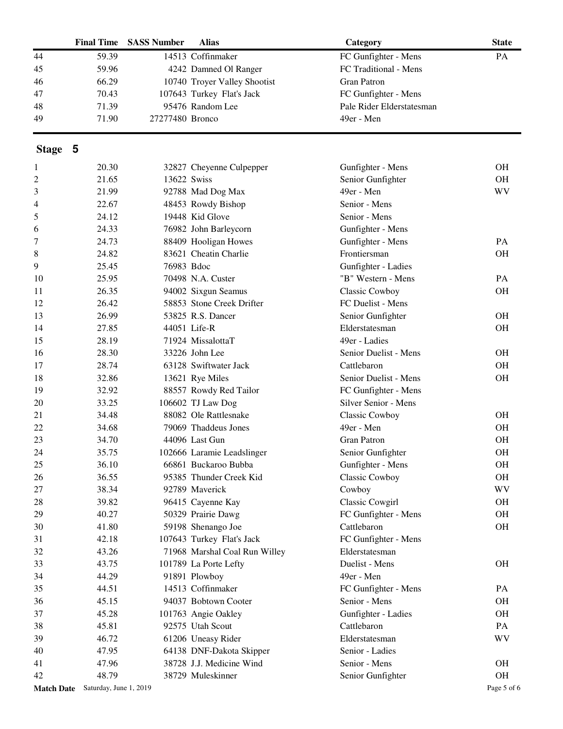| | Final Time | SASS Number | Alias | Category | State |
|---|---|---|---|---|---|
| 44 | 59.39 | 14513 | Coffinmaker | FC Gunfighter - Mens | PA |
| 45 | 59.96 | 4242 | Damned Ol Ranger | FC Traditional - Mens | |
| 46 | 66.29 | 10740 | Troyer Valley Shootist | Gran Patron | |
| 47 | 70.43 | 107643 | Turkey Flat's Jack | FC Gunfighter - Mens | |
| 48 | 71.39 | 95476 | Random Lee | Pale Rider Elderstatesman | |
| 49 | 71.90 | 27277480 | Bronco | 49er - Men | |

## Stage 5

| | Final Time | SASS Number | Alias | Category | State |
|---|---|---|---|---|---|
| 1 | 20.30 | 32827 | Cheyenne Culpepper | Gunfighter - Mens | OH |
| 2 | 21.65 | 13622 | Swiss | Senior Gunfighter | OH |
| 3 | 21.99 | 92788 | Mad Dog Max | 49er - Men | WV |
| 4 | 22.67 | 48453 | Rowdy Bishop | Senior - Mens | |
| 5 | 24.12 | 19448 | Kid Glove | Senior - Mens | |
| 6 | 24.33 | 76982 | John Barleycorn | Gunfighter - Mens | |
| 7 | 24.73 | 88409 | Hooligan Howes | Gunfighter - Mens | PA |
| 8 | 24.82 | 83621 | Cheatin Charlie | Frontiersman | OH |
| 9 | 25.45 | 76983 | Bdoc | Gunfighter - Ladies | |
| 10 | 25.95 | 70498 | N.A. Custer | "B" Western - Mens | PA |
| 11 | 26.35 | 94002 | Sixgun Seamus | Classic Cowboy | OH |
| 12 | 26.42 | 58853 | Stone Creek Drifter | FC Duelist - Mens | |
| 13 | 26.99 | 53825 | R.S. Dancer | Senior Gunfighter | OH |
| 14 | 27.85 | 44051 | Life-R | Elderstatesman | OH |
| 15 | 28.19 | 71924 | MissalottaT | 49er - Ladies | |
| 16 | 28.30 | 33226 | John Lee | Senior Duelist - Mens | OH |
| 17 | 28.74 | 63128 | Swiftwater Jack | Cattlebaron | OH |
| 18 | 32.86 | 13621 | Rye Miles | Senior Duelist - Mens | OH |
| 19 | 32.92 | 88557 | Rowdy Red Tailor | FC Gunfighter - Mens | |
| 20 | 33.25 | 106602 | TJ Law Dog | Silver Senior - Mens | |
| 21 | 34.48 | 88082 | Ole Rattlesnake | Classic Cowboy | OH |
| 22 | 34.68 | 79069 | Thaddeus Jones | 49er - Men | OH |
| 23 | 34.70 | 44096 | Last Gun | Gran Patron | OH |
| 24 | 35.75 | 102666 | Laramie Leadslinger | Senior Gunfighter | OH |
| 25 | 36.10 | 66861 | Buckaroo Bubba | Gunfighter - Mens | OH |
| 26 | 36.55 | 95385 | Thunder Creek Kid | Classic Cowboy | OH |
| 27 | 38.34 | 92789 | Maverick | Cowboy | WV |
| 28 | 39.82 | 96415 | Cayenne Kay | Classic Cowgirl | OH |
| 29 | 40.27 | 50329 | Prairie Dawg | FC Gunfighter - Mens | OH |
| 30 | 41.80 | 59198 | Shenango Joe | Cattlebaron | OH |
| 31 | 42.18 | 107643 | Turkey Flat's Jack | FC Gunfighter - Mens | |
| 32 | 43.26 | 71968 | Marshal Coal Run Willey | Elderstatesman | |
| 33 | 43.75 | 101789 | La Porte Lefty | Duelist - Mens | OH |
| 34 | 44.29 | 91891 | Plowboy | 49er - Men | |
| 35 | 44.51 | 14513 | Coffinmaker | FC Gunfighter - Mens | PA |
| 36 | 45.15 | 94037 | Bobtown Cooter | Senior - Mens | OH |
| 37 | 45.28 | 101763 | Angie Oakley | Gunfighter - Ladies | OH |
| 38 | 45.81 | 92575 | Utah Scout | Cattlebaron | PA |
| 39 | 46.72 | 61206 | Uneasy Rider | Elderstatesman | WV |
| 40 | 47.95 | 64138 | DNF-Dakota Skipper | Senior - Ladies | |
| 41 | 47.96 | 38728 | J.J. Medicine Wind | Senior - Mens | OH |
| 42 | 48.79 | 38729 | Muleskinner | Senior Gunfighter | OH |

**Match Date** Saturday, June 1, 2019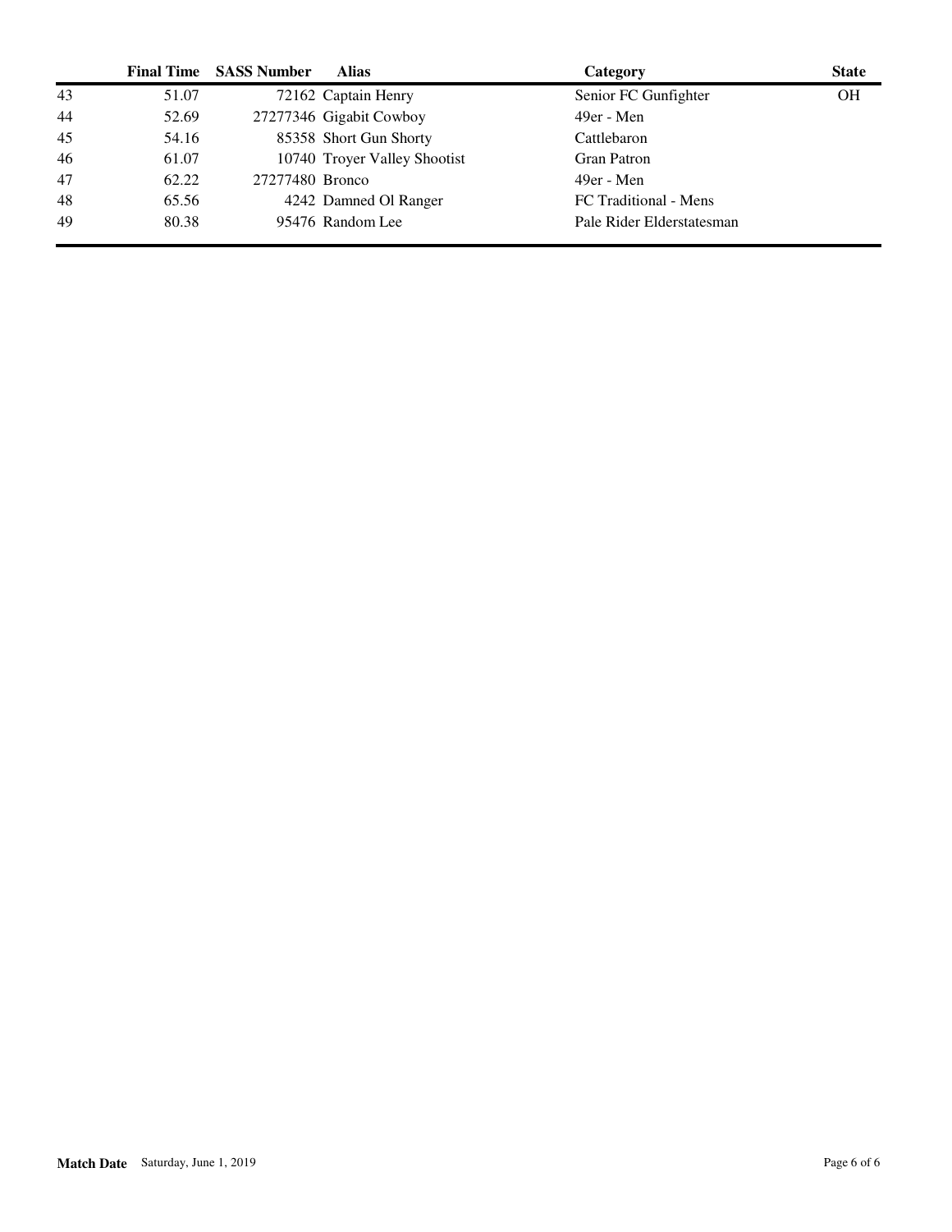| | Final Time | SASS Number | Alias | Category | State |
|---|---|---|---|---|---|
| 43 | 51.07 | 72162 | Captain Henry | Senior FC Gunfighter | OH |
| 44 | 52.69 | 27277346 | Gigabit Cowboy | 49er - Men | |
| 45 | 54.16 | 85358 | Short Gun Shorty | Cattlebaron | |
| 46 | 61.07 | 10740 | Troyer Valley Shootist | Gran Patron | |
| 47 | 62.22 | 27277480 | Bronco | 49er - Men | |
| 48 | 65.56 | 4242 | Damned Ol Ranger | FC Traditional - Mens | |
| 49 | 80.38 | 95476 | Random Lee | Pale Rider Elderstatesman | |

**Match Date** Saturday, June 1, 2019